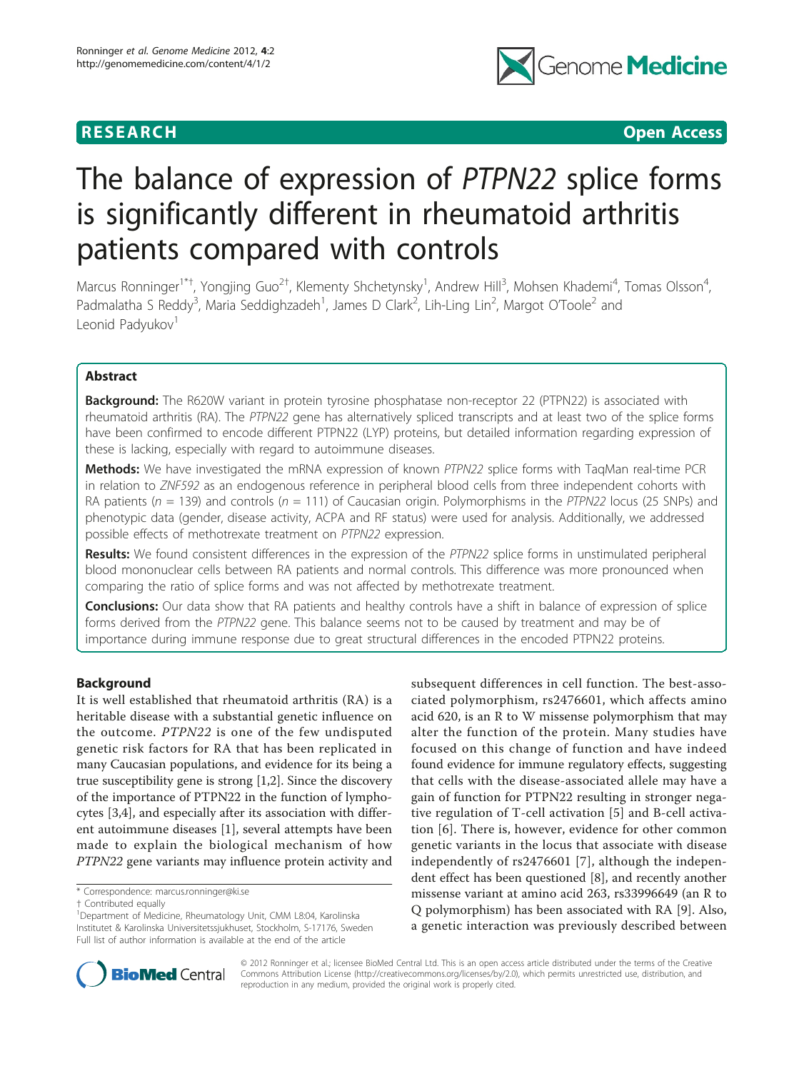**RESEARCH** **Open Access**

# The balance of expression of *PTPN22* splice forms is significantly different in rheumatoid arthritis patients compared with controls

Marcus Ronninger[1*†], Yongjing Guo[2†], Klementy Shchetynsky[1], Andrew Hill[3], Mohsen Khademi[4], Tomas Olsson[4], Padmalatha S Reddy[3], Maria Seddighzadeh[1], James D Clark[2], Lih-Ling Lin[2], Margot O'Toole[2] and Leonid Padyukov[1]

## Abstract

**Background:** The R620W variant in protein tyrosine phosphatase non-receptor 22 (PTPN22) is associated with rheumatoid arthritis (RA). The *PTPN22* gene has alternatively spliced transcripts and at least two of the splice forms have been confirmed to encode different PTPN22 (LYP) proteins, but detailed information regarding expression of these is lacking, especially with regard to autoimmune diseases.

**Methods:** We have investigated the mRNA expression of known *PTPN22* splice forms with TaqMan real-time PCR in relation to *ZNF592* as an endogenous reference in peripheral blood cells from three independent cohorts with RA patients ($n$ = 139) and controls ($n$ = 111) of Caucasian origin. Polymorphisms in the *PTPN22* locus (25 SNPs) and phenotypic data (gender, disease activity, ACPA and RF status) were used for analysis. Additionally, we addressed possible effects of methotrexate treatment on *PTPN22* expression.

**Results:** We found consistent differences in the expression of the *PTPN22* splice forms in unstimulated peripheral blood mononuclear cells between RA patients and normal controls. This difference was more pronounced when comparing the ratio of splice forms and was not affected by methotrexate treatment.

**Conclusions:** Our data show that RA patients and healthy controls have a shift in balance of expression of splice forms derived from the *PTPN22* gene. This balance seems not to be caused by treatment and may be of importance during immune response due to great structural differences in the encoded PTPN22 proteins.

## Background

It is well established that rheumatoid arthritis (RA) is a heritable disease with a substantial genetic influence on the outcome. *PTPN22* is one of the few undisputed genetic risk factors for RA that has been replicated in many Caucasian populations, and evidence for its being a true susceptibility gene is strong [1,2]. Since the discovery of the importance of PTPN22 in the function of lymphocytes [3,4], and especially after its association with different autoimmune diseases [1], several attempts have been made to explain the biological mechanism of how *PTPN22* gene variants may influence protein activity and subsequent differences in cell function. The best-associated polymorphism, rs2476601, which affects amino acid 620, is an R to W missense polymorphism that may alter the function of the protein. Many studies have focused on this change of function and have indeed found evidence for immune regulatory effects, suggesting that cells with the disease-associated allele may have a gain of function for PTPN22 resulting in stronger negative regulation of T-cell activation [5] and B-cell activation [6]. There is, however, evidence for other common genetic variants in the locus that associate with disease independently of rs2476601 [7], although the independent effect has been questioned [8], and recently another missense variant at amino acid 263, rs33996649 (an R to Q polymorphism) has been associated with RA [9]. Also, a genetic interaction was previously described between

\* Correspondence: marcus.ronninger@ki.se
† Contributed equally
[1]Department of Medicine, Rheumatology Unit, CMM L8:04, Karolinska Institutet & Karolinska Universitetssjukhuset, Stockholm, S-17176, Sweden
Full list of author information is available at the end of the article

© 2012 Ronninger et al.; licensee BioMed Central Ltd. This is an open access article distributed under the terms of the Creative Commons Attribution License (http://creativecommons.org/licenses/by/2.0), which permits unrestricted use, distribution, and reproduction in any medium, provided the original work is properly cited.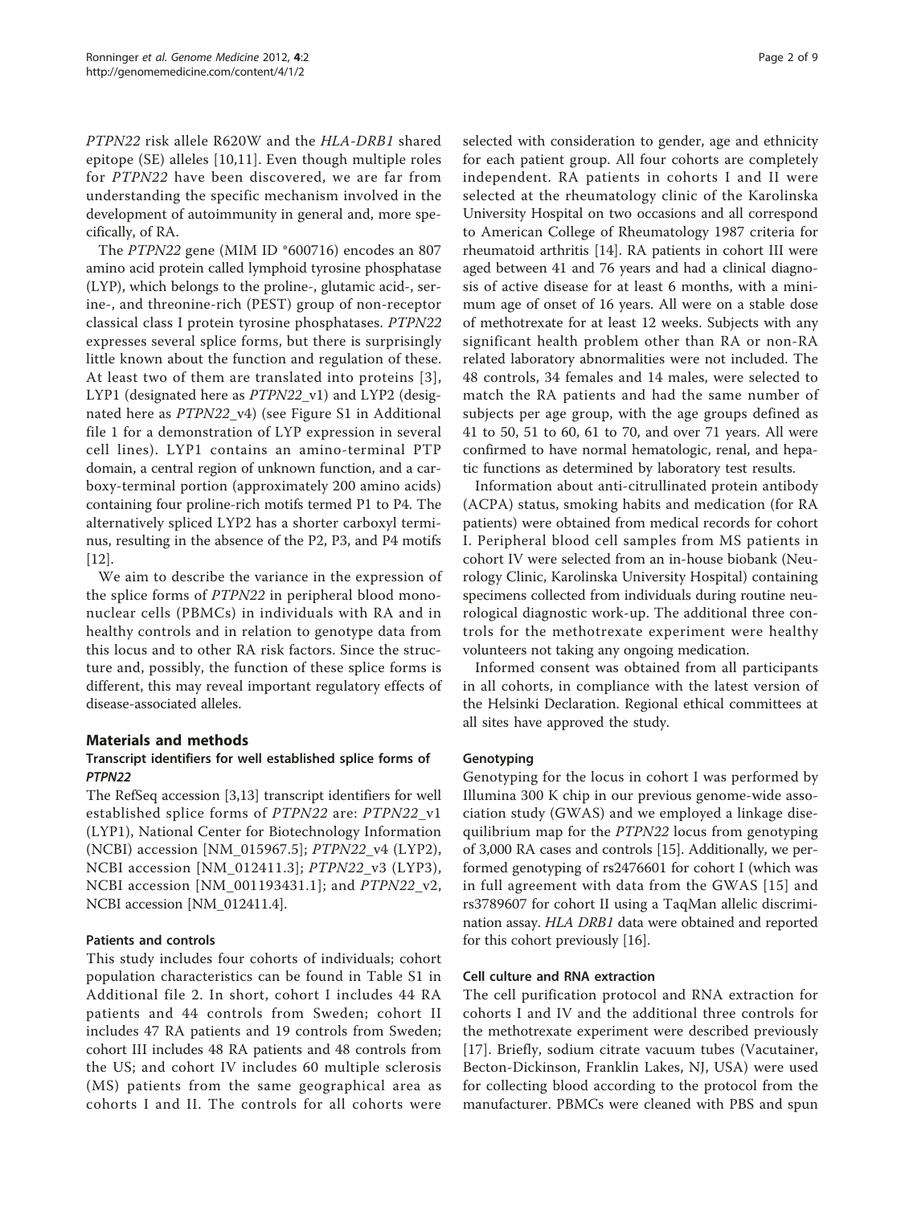*PTPN22* risk allele R620W and the *HLA-DRB1* shared epitope (SE) alleles [10,11]. Even though multiple roles for *PTPN22* have been discovered, we are far from understanding the specific mechanism involved in the development of autoimmunity in general and, more specifically, of RA.

The *PTPN22* gene (MIM ID *600716) encodes an 807 amino acid protein called lymphoid tyrosine phosphatase (LYP), which belongs to the proline-, glutamic acid-, serine-, and threonine-rich (PEST) group of non-receptor classical class I protein tyrosine phosphatases. *PTPN22* expresses several splice forms, but there is surprisingly little known about the function and regulation of these. At least two of them are translated into proteins [3], LYP1 (designated here as *PTPN22*_v1) and LYP2 (designated here as *PTPN22*_v4) (see Figure S1 in Additional file 1 for a demonstration of LYP expression in several cell lines). LYP1 contains an amino-terminal PTP domain, a central region of unknown function, and a carboxy-terminal portion (approximately 200 amino acids) containing four proline-rich motifs termed P1 to P4. The alternatively spliced LYP2 has a shorter carboxyl terminus, resulting in the absence of the P2, P3, and P4 motifs [12].

We aim to describe the variance in the expression of the splice forms of *PTPN22* in peripheral blood mononuclear cells (PBMCs) in individuals with RA and in healthy controls and in relation to genotype data from this locus and to other RA risk factors. Since the structure and, possibly, the function of these splice forms is different, this may reveal important regulatory effects of disease-associated alleles.

## Materials and methods

### Transcript identifiers for well established splice forms of *PTPN22*

The RefSeq accession [3,13] transcript identifiers for well established splice forms of *PTPN22* are: *PTPN22*_v1 (LYP1), National Center for Biotechnology Information (NCBI) accession [NM_015967.5]; *PTPN22*_v4 (LYP2), NCBI accession [NM_012411.3]; *PTPN22*_v3 (LYP3), NCBI accession [NM_001193431.1]; and *PTPN22*_v2, NCBI accession [NM_012411.4].

### Patients and controls

This study includes four cohorts of individuals; cohort population characteristics can be found in Table S1 in Additional file 2. In short, cohort I includes 44 RA patients and 44 controls from Sweden; cohort II includes 47 RA patients and 19 controls from Sweden; cohort III includes 48 RA patients and 48 controls from the US; and cohort IV includes 60 multiple sclerosis (MS) patients from the same geographical area as cohorts I and II. The controls for all cohorts were selected with consideration to gender, age and ethnicity for each patient group. All four cohorts are completely independent. RA patients in cohorts I and II were selected at the rheumatology clinic of the Karolinska University Hospital on two occasions and all correspond to American College of Rheumatology 1987 criteria for rheumatoid arthritis [14]. RA patients in cohort III were aged between 41 and 76 years and had a clinical diagnosis of active disease for at least 6 months, with a minimum age of onset of 16 years. All were on a stable dose of methotrexate for at least 12 weeks. Subjects with any significant health problem other than RA or non-RA related laboratory abnormalities were not included. The 48 controls, 34 females and 14 males, were selected to match the RA patients and had the same number of subjects per age group, with the age groups defined as 41 to 50, 51 to 60, 61 to 70, and over 71 years. All were confirmed to have normal hematologic, renal, and hepatic functions as determined by laboratory test results.

Information about anti-citrullinated protein antibody (ACPA) status, smoking habits and medication (for RA patients) were obtained from medical records for cohort I. Peripheral blood cell samples from MS patients in cohort IV were selected from an in-house biobank (Neurology Clinic, Karolinska University Hospital) containing specimens collected from individuals during routine neurological diagnostic work-up. The additional three controls for the methotrexate experiment were healthy volunteers not taking any ongoing medication.

Informed consent was obtained from all participants in all cohorts, in compliance with the latest version of the Helsinki Declaration. Regional ethical committees at all sites have approved the study.

### Genotyping

Genotyping for the locus in cohort I was performed by Illumina 300 K chip in our previous genome-wide association study (GWAS) and we employed a linkage disequilibrium map for the *PTPN22* locus from genotyping of 3,000 RA cases and controls [15]. Additionally, we performed genotyping of rs2476601 for cohort I (which was in full agreement with data from the GWAS [15] and rs3789607 for cohort II using a TaqMan allelic discrimination assay. *HLA DRB1* data were obtained and reported for this cohort previously [16].

### Cell culture and RNA extraction

The cell purification protocol and RNA extraction for cohorts I and IV and the additional three controls for the methotrexate experiment were described previously [17]. Briefly, sodium citrate vacuum tubes (Vacutainer, Becton-Dickinson, Franklin Lakes, NJ, USA) were used for collecting blood according to the protocol from the manufacturer. PBMCs were cleaned with PBS and spun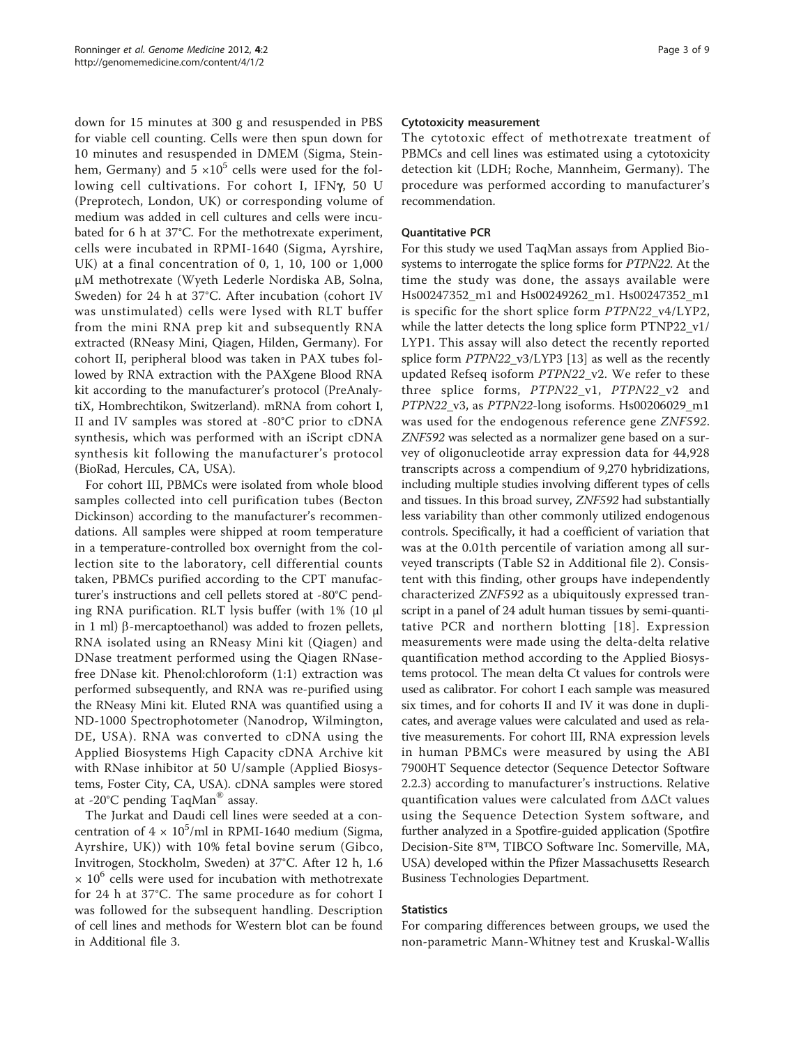down for 15 minutes at 300 g and resuspended in PBS for viable cell counting. Cells were then spun down for 10 minutes and resuspended in DMEM (Sigma, Steinhem, Germany) and $5 \times 10^5$ cells were used for the following cell cultivations. For cohort I, IFNγ, 50 U (Preprotech, London, UK) or corresponding volume of medium was added in cell cultures and cells were incubated for 6 h at 37°C. For the methotrexate experiment, cells were incubated in RPMI-1640 (Sigma, Ayrshire, UK) at a final concentration of 0, 1, 10, 100 or 1,000 μM methotrexate (Wyeth Lederle Nordiska AB, Solna, Sweden) for 24 h at 37°C. After incubation (cohort IV was unstimulated) cells were lysed with RLT buffer from the mini RNA prep kit and subsequently RNA extracted (RNeasy Mini, Qiagen, Hilden, Germany). For cohort II, peripheral blood was taken in PAX tubes followed by RNA extraction with the PAXgene Blood RNA kit according to the manufacturer's protocol (PreAnalytiX, Hombrechtikon, Switzerland). mRNA from cohort I, II and IV samples was stored at -80°C prior to cDNA synthesis, which was performed with an iScript cDNA synthesis kit following the manufacturer's protocol (BioRad, Hercules, CA, USA).

For cohort III, PBMCs were isolated from whole blood samples collected into cell purification tubes (Becton Dickinson) according to the manufacturer's recommendations. All samples were shipped at room temperature in a temperature-controlled box overnight from the collection site to the laboratory, cell differential counts taken, PBMCs purified according to the CPT manufacturer's instructions and cell pellets stored at -80°C pending RNA purification. RLT lysis buffer (with 1% (10 μl in 1 ml) β-mercaptoethanol) was added to frozen pellets, RNA isolated using an RNeasy Mini kit (Qiagen) and DNase treatment performed using the Qiagen RNase-free DNase kit. Phenol:chloroform (1:1) extraction was performed subsequently, and RNA was re-purified using the RNeasy Mini kit. Eluted RNA was quantified using a ND-1000 Spectrophotometer (Nanodrop, Wilmington, DE, USA). RNA was converted to cDNA using the Applied Biosystems High Capacity cDNA Archive kit with RNase inhibitor at 50 U/sample (Applied Biosystems, Foster City, CA, USA). cDNA samples were stored at -20°C pending TaqMan® assay.

The Jurkat and Daudi cell lines were seeded at a concentration of $4 \times 10^5$/ml in RPMI-1640 medium (Sigma, Ayrshire, UK)) with 10% fetal bovine serum (Gibco, Invitrogen, Stockholm, Sweden) at 37°C. After 12 h, $1.6 \times 10^6$ cells were used for incubation with methotrexate for 24 h at 37°C. The same procedure as for cohort I was followed for the subsequent handling. Description of cell lines and methods for Western blot can be found in Additional file 3.

### Cytotoxicity measurement

The cytotoxic effect of methotrexate treatment of PBMCs and cell lines was estimated using a cytotoxicity detection kit (LDH; Roche, Mannheim, Germany). The procedure was performed according to manufacturer's recommendation.

### Quantitative PCR

For this study we used TaqMan assays from Applied Biosystems to interrogate the splice forms for *PTPN22*. At the time the study was done, the assays available were Hs00247352_m1 and Hs00249262_m1. Hs00247352_m1 is specific for the short splice form *PTPN22*_v4/LYP2, while the latter detects the long splice form PTNP22_v1/LYP1. This assay will also detect the recently reported splice form *PTPN22*_v3/LYP3 [13] as well as the recently updated Refseq isoform *PTPN22*_v2. We refer to these three splice forms, *PTPN22*_v1, *PTPN22*_v2 and *PTPN22*_v3, as *PTPN22*-long isoforms. Hs00206029_m1 was used for the endogenous reference gene *ZNF592*. *ZNF592* was selected as a normalizer gene based on a survey of oligonucleotide array expression data for 44,928 transcripts across a compendium of 9,270 hybridizations, including multiple studies involving different types of cells and tissues. In this broad survey, *ZNF592* had substantially less variability than other commonly utilized endogenous controls. Specifically, it had a coefficient of variation that was at the 0.01th percentile of variation among all surveyed transcripts (Table S2 in Additional file 2). Consistent with this finding, other groups have independently characterized *ZNF592* as a ubiquitously expressed transcript in a panel of 24 adult human tissues by semi-quantitative PCR and northern blotting [18]. Expression measurements were made using the delta-delta relative quantification method according to the Applied Biosystems protocol. The mean delta Ct values for controls were used as calibrator. For cohort I each sample was measured six times, and for cohorts II and IV it was done in duplicates, and average values were calculated and used as relative measurements. For cohort III, RNA expression levels in human PBMCs were measured by using the ABI 7900HT Sequence detector (Sequence Detector Software 2.2.3) according to manufacturer's instructions. Relative quantification values were calculated from ΔΔCt values using the Sequence Detection System software, and further analyzed in a Spotfire-guided application (Spotfire Decision-Site 8™, TIBCO Software Inc. Somerville, MA, USA) developed within the Pfizer Massachusetts Research Business Technologies Department.

### Statistics

For comparing differences between groups, we used the non-parametric Mann-Whitney test and Kruskal-Wallis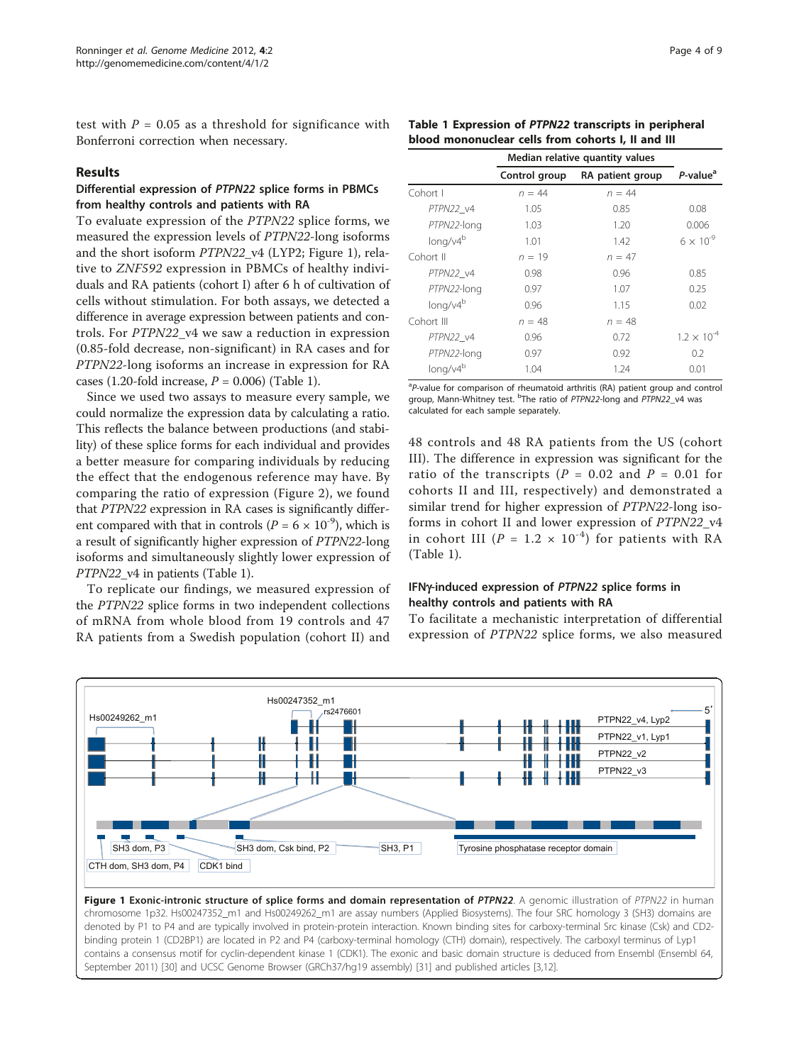test with $P = 0.05$ as a threshold for significance with Bonferroni correction when necessary.

## Results

### Differential expression of *PTPN22* splice forms in PBMCs from healthy controls and patients with RA

To evaluate expression of the *PTPN22* splice forms, we measured the expression levels of *PTPN22*-long isoforms and the short isoform *PTPN22*_v4 (LYP2; Figure 1), relative to *ZNF592* expression in PBMCs of healthy individuals and RA patients (cohort I) after 6 h of cultivation of cells without stimulation. For both assays, we detected a difference in average expression between patients and controls. For *PTPN22*_v4 we saw a reduction in expression (0.85-fold decrease, non-significant) in RA cases and for *PTPN22*-long isoforms an increase in expression for RA cases (1.20-fold increase, $P = 0.006$) (Table 1).

Since we used two assays to measure every sample, we could normalize the expression data by calculating a ratio. This reflects the balance between productions (and stability) of these splice forms for each individual and provides a better measure for comparing individuals by reducing the effect that the endogenous reference may have. By comparing the ratio of expression (Figure 2), we found that *PTPN22* expression in RA cases is significantly different compared with that in controls ($P = 6 \times 10^{-9}$), which is a result of significantly higher expression of *PTPN22*-long isoforms and simultaneously slightly lower expression of *PTPN22*_v4 in patients (Table 1).

To replicate our findings, we measured expression of the *PTPN22* splice forms in two independent collections of mRNA from whole blood from 19 controls and 47 RA patients from a Swedish population (cohort II) and 48 controls and 48 RA patients from the US (cohort III). The difference in expression was significant for the ratio of the transcripts ($P = 0.02$ and $P = 0.01$ for cohorts II and III, respectively) and demonstrated a similar trend for higher expression of *PTPN22*-long isoforms in cohort II and lower expression of *PTPN22*_v4 in cohort III ($P = 1.2 \times 10^{-4}$) for patients with RA (Table 1).

**Table 1 Expression of *PTPN22* transcripts in peripheral blood mononuclear cells from cohorts I, II and III**

| | Median relative quantity values | | |
|---|---|---|---|
| | Control group | RA patient group | *P*-value[a] |
| Cohort I | *n* = 44 | *n* = 44 | |
| *PTPN22*_v4 | 1.05 | 0.85 | 0.08 |
| *PTPN22*-long | 1.03 | 1.20 | 0.006 |
| long/v4[b] | 1.01 | 1.42 | $6 \times 10^{-9}$ |
| Cohort II | *n* = 19 | *n* = 47 | |
| *PTPN22*_v4 | 0.98 | 0.96 | 0.85 |
| *PTPN22*-long | 0.97 | 1.07 | 0.25 |
| long/v4[b] | 0.96 | 1.15 | 0.02 |
| Cohort III | *n* = 48 | *n* = 48 | |
| *PTPN22*_v4 | 0.96 | 0.72 | $1.2 \times 10^{-4}$ |
| *PTPN22*-long | 0.97 | 0.92 | 0.2 |
| long/v4[b] | 1.04 | 1.24 | 0.01 |

[a]*P*-value for comparison of rheumatoid arthritis (RA) patient group and control group, Mann-Whitney test. [b]The ratio of *PTPN22*-long and *PTPN22*_v4 was calculated for each sample separately.

### IFNγ-induced expression of *PTPN22* splice forms in healthy controls and patients with RA

To facilitate a mechanistic interpretation of differential expression of *PTPN22* splice forms, we also measured

**Figure 1 Exonic-intronic structure of splice forms and domain representation of *PTPN22*.** A genomic illustration of *PTPN22* in human chromosome 1p32. Hs00247352_m1 and Hs00249262_m1 are assay numbers (Applied Biosystems). The four SRC homology 3 (SH3) domains are denoted by P1 to P4 and are typically involved in protein-protein interaction. Known binding sites for carboxy-terminal Src kinase (Csk) and CD2-binding protein 1 (CD2BP1) are located in P2 and P4 (carboxy-terminal homology (CTH) domain), respectively. The carboxyl terminus of Lyp1 contains a consensus motif for cyclin-dependent kinase 1 (CDK1). The exonic and basic domain structure is deduced from Ensembl (Ensembl 64, September 2011) [30] and UCSC Genome Browser (GRCh37/hg19 assembly) [31] and published articles [3,12].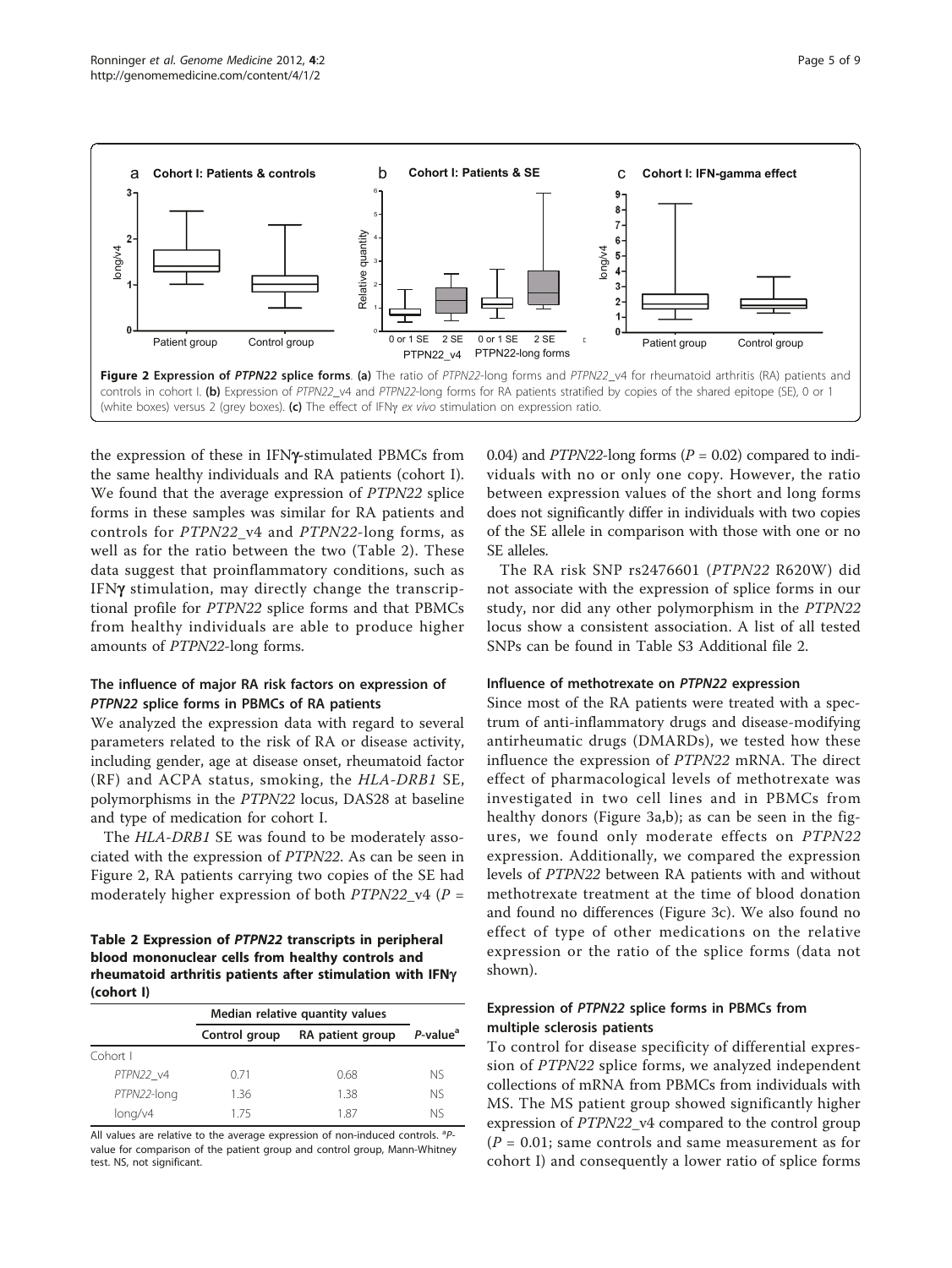**Figure 2 Expression of *PTPN22* splice forms**. **(a)** The ratio of *PTPN22*-long forms and *PTPN22*_v4 for rheumatoid arthritis (RA) patients and controls in cohort I. **(b)** Expression of *PTPN22*_v4 and *PTPN22*-long forms for RA patients stratified by copies of the shared epitope (SE), 0 or 1 (white boxes) versus 2 (grey boxes). **(c)** The effect of IFNγ *ex vivo* stimulation on expression ratio.

the expression of these in IFNγ-stimulated PBMCs from the same healthy individuals and RA patients (cohort I). We found that the average expression of *PTPN22* splice forms in these samples was similar for RA patients and controls for *PTPN22*_v4 and *PTPN22*-long forms, as well as for the ratio between the two (Table 2). These data suggest that proinflammatory conditions, such as IFNγ stimulation, may directly change the transcriptional profile for *PTPN22* splice forms and that PBMCs from healthy individuals are able to produce higher amounts of *PTPN22*-long forms.

### The influence of major RA risk factors on expression of *PTPN22* splice forms in PBMCs of RA patients

We analyzed the expression data with regard to several parameters related to the risk of RA or disease activity, including gender, age at disease onset, rheumatoid factor (RF) and ACPA status, smoking, the *HLA-DRB1* SE, polymorphisms in the *PTPN22* locus, DAS28 at baseline and type of medication for cohort I.

The *HLA-DRB1* SE was found to be moderately associated with the expression of *PTPN22*. As can be seen in Figure 2, RA patients carrying two copies of the SE had moderately higher expression of both *PTPN22*_v4 ($P$ = 0.04) and *PTPN22*-long forms ($P$ = 0.02) compared to individuals with no or only one copy. However, the ratio between expression values of the short and long forms does not significantly differ in individuals with two copies of the SE allele in comparison with those with one or no SE alleles.

The RA risk SNP rs2476601 (*PTPN22* R620W) did not associate with the expression of splice forms in our study, nor did any other polymorphism in the *PTPN22* locus show a consistent association. A list of all tested SNPs can be found in Table S3 Additional file 2.

**Table 2 Expression of *PTPN22* transcripts in peripheral blood mononuclear cells from healthy controls and rheumatoid arthritis patients after stimulation with IFNγ (cohort I)**

| | Median relative quantity values | | |
|---|---|---|---|
| | Control group | RA patient group | *P*-value[a] |
| Cohort I | | | |
| *PTPN22*_v4 | 0.71 | 0.68 | NS |
| *PTPN22*-long | 1.36 | 1.38 | NS |
| long/v4 | 1.75 | 1.87 | NS |

All values are relative to the average expression of non-induced controls. [a]*P*-value for comparison of the patient group and control group, Mann-Whitney test. NS, not significant.

#### Influence of methotrexate on *PTPN22* expression

Since most of the RA patients were treated with a spectrum of anti-inflammatory drugs and disease-modifying antirheumatic drugs (DMARDs), we tested how these influence the expression of *PTPN22* mRNA. The direct effect of pharmacological levels of methotrexate was investigated in two cell lines and in PBMCs from healthy donors (Figure 3a,b); as can be seen in the figures, we found only moderate effects on *PTPN22* expression. Additionally, we compared the expression levels of *PTPN22* between RA patients with and without methotrexate treatment at the time of blood donation and found no differences (Figure 3c). We also found no effect of type of other medications on the relative expression or the ratio of the splice forms (data not shown).

### Expression of *PTPN22* splice forms in PBMCs from multiple sclerosis patients

To control for disease specificity of differential expression of *PTPN22* splice forms, we analyzed independent collections of mRNA from PBMCs from individuals with MS. The MS patient group showed significantly higher expression of *PTPN22*_v4 compared to the control group ($P$ = 0.01; same controls and same measurement as for cohort I) and consequently a lower ratio of splice forms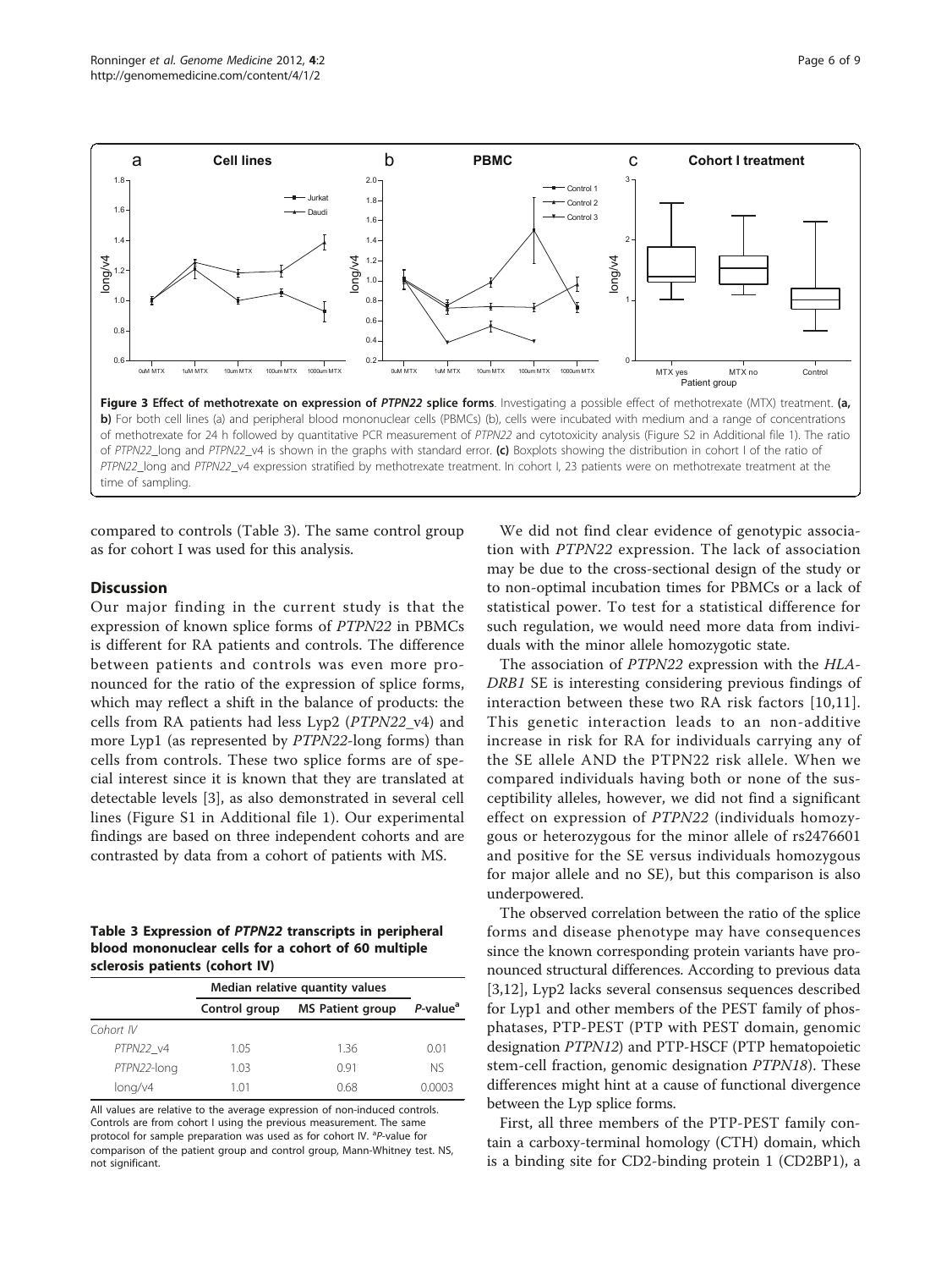**Figure 3 Effect of methotrexate on expression of *PTPN22* splice forms**. Investigating a possible effect of methotrexate (MTX) treatment. **(a, b)** For both cell lines (a) and peripheral blood mononuclear cells (PBMCs) (b), cells were incubated with medium and a range of concentrations of methotrexate for 24 h followed by quantitative PCR measurement of *PTPN22* and cytotoxicity analysis (Figure S2 in Additional file 1). The ratio of PTPN22_long and PTPN22_v4 is shown in the graphs with standard error. **(c)** Boxplots showing the distribution in cohort I of the ratio of PTPN22_long and PTPN22_v4 expression stratified by methotrexate treatment. In cohort I, 23 patients were on methotrexate treatment at the time of sampling.

compared to controls (Table 3). The same control group as for cohort I was used for this analysis.

## Discussion

Our major finding in the current study is that the expression of known splice forms of *PTPN22* in PBMCs is different for RA patients and controls. The difference between patients and controls was even more pronounced for the ratio of the expression of splice forms, which may reflect a shift in the balance of products: the cells from RA patients had less Lyp2 (*PTPN22*_v4) and more Lyp1 (as represented by *PTPN22*-long forms) than cells from controls. These two splice forms are of special interest since it is known that they are translated at detectable levels [3], as also demonstrated in several cell lines (Figure S1 in Additional file 1). Our experimental findings are based on three independent cohorts and are contrasted by data from a cohort of patients with MS.

**Table 3 Expression of *PTPN22* transcripts in peripheral blood mononuclear cells for a cohort of 60 multiple sclerosis patients (cohort IV)**

| | Median relative quantity values | | |
|---|---|---|---|
| | Control group | MS Patient group | *P*-value[a] |
| *Cohort IV* | | | |
| *PTPN22*_v4 | 1.05 | 1.36 | 0.01 |
| *PTPN22*-long | 1.03 | 0.91 | NS |
| long/v4 | 1.01 | 0.68 | 0.0003 |

All values are relative to the average expression of non-induced controls. Controls are from cohort I using the previous measurement. The same protocol for sample preparation was used as for cohort IV. [a]*P*-value for comparison of the patient group and control group, Mann-Whitney test. NS, not significant.

We did not find clear evidence of genotypic association with *PTPN22* expression. The lack of association may be due to the cross-sectional design of the study or to non-optimal incubation times for PBMCs or a lack of statistical power. To test for a statistical difference for such regulation, we would need more data from individuals with the minor allele homozygotic state.

The association of *PTPN22* expression with the *HLA-DRB1* SE is interesting considering previous findings of interaction between these two RA risk factors [10,11]. This genetic interaction leads to an non-additive increase in risk for RA for individuals carrying any of the SE allele AND the PTPN22 risk allele. When we compared individuals having both or none of the susceptibility alleles, however, we did not find a significant effect on expression of *PTPN22* (individuals homozygous or heterozygous for the minor allele of rs2476601 and positive for the SE versus individuals homozygous for major allele and no SE), but this comparison is also underpowered.

The observed correlation between the ratio of the splice forms and disease phenotype may have consequences since the known corresponding protein variants have pronounced structural differences. According to previous data [3,12], Lyp2 lacks several consensus sequences described for Lyp1 and other members of the PEST family of phosphatases, PTP-PEST (PTP with PEST domain, genomic designation *PTPN12*) and PTP-HSCF (PTP hematopoietic stem-cell fraction, genomic designation *PTPN18*). These differences might hint at a cause of functional divergence between the Lyp splice forms.

First, all three members of the PTP-PEST family contain a carboxy-terminal homology (CTH) domain, which is a binding site for CD2-binding protein 1 (CD2BP1), a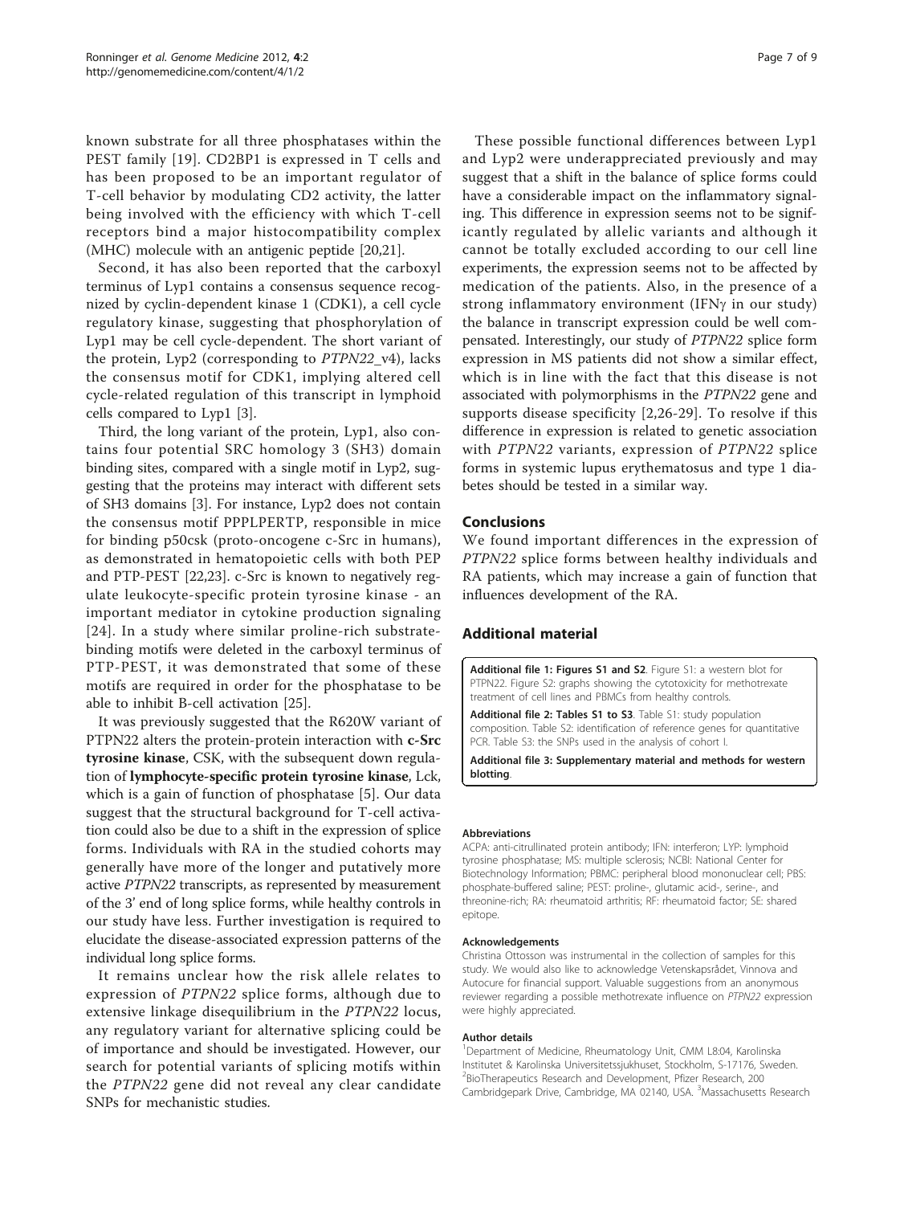known substrate for all three phosphatases within the PEST family [19]. CD2BP1 is expressed in T cells and has been proposed to be an important regulator of T-cell behavior by modulating CD2 activity, the latter being involved with the efficiency with which T-cell receptors bind a major histocompatibility complex (MHC) molecule with an antigenic peptide [20,21].

Second, it has also been reported that the carboxyl terminus of Lyp1 contains a consensus sequence recognized by cyclin-dependent kinase 1 (CDK1), a cell cycle regulatory kinase, suggesting that phosphorylation of Lyp1 may be cell cycle-dependent. The short variant of the protein, Lyp2 (corresponding to *PTPN22_v4*), lacks the consensus motif for CDK1, implying altered cell cycle-related regulation of this transcript in lymphoid cells compared to Lyp1 [3].

Third, the long variant of the protein, Lyp1, also contains four potential SRC homology 3 (SH3) domain binding sites, compared with a single motif in Lyp2, suggesting that the proteins may interact with different sets of SH3 domains [3]. For instance, Lyp2 does not contain the consensus motif PPPLPERTP, responsible in mice for binding p50csk (proto-oncogene c-Src in humans), as demonstrated in hematopoietic cells with both PEP and PTP-PEST [22,23]. c-Src is known to negatively regulate leukocyte-specific protein tyrosine kinase - an important mediator in cytokine production signaling [24]. In a study where similar proline-rich substrate-binding motifs were deleted in the carboxyl terminus of PTP-PEST, it was demonstrated that some of these motifs are required in order for the phosphatase to be able to inhibit B-cell activation [25].

It was previously suggested that the R620W variant of PTPN22 alters the protein-protein interaction with **c-Src tyrosine kinase**, CSK, with the subsequent down regulation of **lymphocyte-specific protein tyrosine kinase**, Lck, which is a gain of function of phosphatase [5]. Our data suggest that the structural background for T-cell activation could also be due to a shift in the expression of splice forms. Individuals with RA in the studied cohorts may generally have more of the longer and putatively more active *PTPN22* transcripts, as represented by measurement of the 3' end of long splice forms, while healthy controls in our study have less. Further investigation is required to elucidate the disease-associated expression patterns of the individual long splice forms.

It remains unclear how the risk allele relates to expression of *PTPN22* splice forms, although due to extensive linkage disequilibrium in the *PTPN22* locus, any regulatory variant for alternative splicing could be of importance and should be investigated. However, our search for potential variants of splicing motifs within the *PTPN22* gene did not reveal any clear candidate SNPs for mechanistic studies.

These possible functional differences between Lyp1 and Lyp2 were underappreciated previously and may suggest that a shift in the balance of splice forms could have a considerable impact on the inflammatory signaling. This difference in expression seems not to be significantly regulated by allelic variants and although it cannot be totally excluded according to our cell line experiments, the expression seems not to be affected by medication of the patients. Also, in the presence of a strong inflammatory environment (IFNγ in our study) the balance in transcript expression could be well compensated. Interestingly, our study of *PTPN22* splice form expression in MS patients did not show a similar effect, which is in line with the fact that this disease is not associated with polymorphisms in the *PTPN22* gene and supports disease specificity [2,26-29]. To resolve if this difference in expression is related to genetic association with *PTPN22* variants, expression of *PTPN22* splice forms in systemic lupus erythematosus and type 1 diabetes should be tested in a similar way.

## Conclusions

We found important differences in the expression of *PTPN22* splice forms between healthy individuals and RA patients, which may increase a gain of function that influences development of the RA.

## Additional material

**Additional file 1: Figures S1 and S2**. Figure S1: a western blot for PTPN22. Figure S2: graphs showing the cytotoxicity for methotrexate treatment of cell lines and PBMCs from healthy controls.

**Additional file 2: Tables S1 to S3**. Table S1: study population composition. Table S2: identification of reference genes for quantitative PCR. Table S3: the SNPs used in the analysis of cohort I.

**Additional file 3: Supplementary material and methods for western blotting**.

#### Abbreviations

ACPA: anti-citrullinated protein antibody; IFN: interferon; LYP: lymphoid tyrosine phosphatase; MS: multiple sclerosis; NCBI: National Center for Biotechnology Information; PBMC: peripheral blood mononuclear cell; PBS: phosphate-buffered saline; PEST: proline-, glutamic acid-, serine-, and threonine-rich; RA: rheumatoid arthritis; RF: rheumatoid factor; SE: shared epitope.

#### Acknowledgements

Christina Ottosson was instrumental in the collection of samples for this study. We would also like to acknowledge Vetenskapsrådet, Vinnova and Autocure for financial support. Valuable suggestions from an anonymous reviewer regarding a possible methotrexate influence on *PTPN22* expression were highly appreciated.

#### Author details

[1]Department of Medicine, Rheumatology Unit, CMM L8:04, Karolinska Institutet & Karolinska Universitetssjukhuset, Stockholm, S-17176, Sweden. [2]BioTherapeutics Research and Development, Pfizer Research, 200 Cambridgepark Drive, Cambridge, MA 02140, USA. [3]Massachusetts Research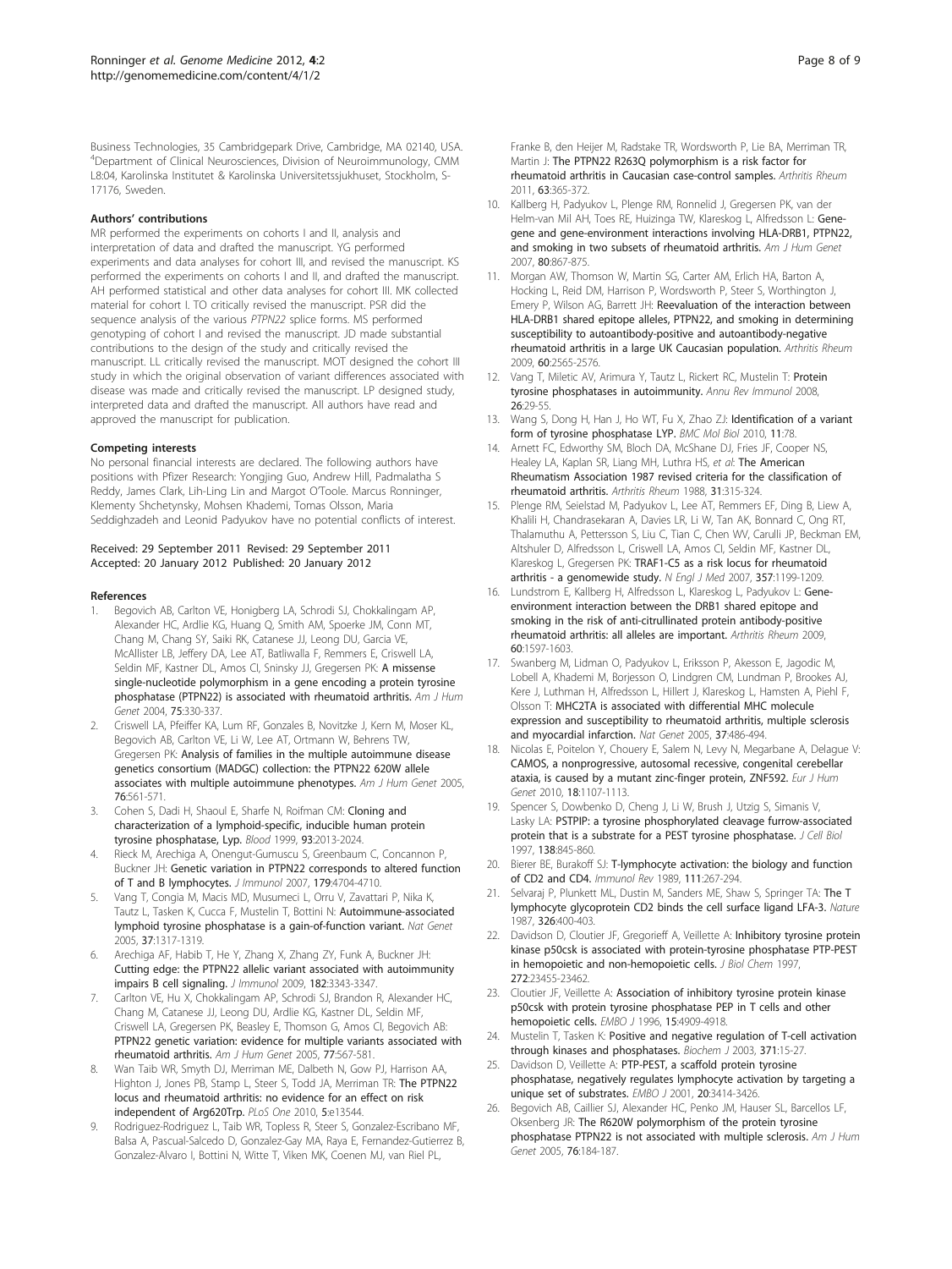Business Technologies, 35 Cambridgepark Drive, Cambridge, MA 02140, USA. [4]Department of Clinical Neurosciences, Division of Neuroimmunology, CMM L8:04, Karolinska Institutet & Karolinska Universitetssjukhuset, Stockholm, S-17176, Sweden.

#### Authors' contributions

MR performed the experiments on cohorts I and II, analysis and interpretation of data and drafted the manuscript. YG performed experiments and data analyses for cohort III, and revised the manuscript. KS performed the experiments on cohorts I and II, and drafted the manuscript. AH performed statistical and other data analyses for cohort III. MK collected material for cohort I. TO critically revised the manuscript. PSR did the sequence analysis of the various *PTPN22* splice forms. MS performed genotyping of cohort I and revised the manuscript. JD made substantial contributions to the design of the study and critically revised the manuscript. LL critically revised the manuscript. MOT designed the cohort III study in which the original observation of variant differences associated with disease was made and critically revised the manuscript. LP designed study, interpreted data and drafted the manuscript. All authors have read and approved the manuscript for publication.

#### Competing interests

No personal financial interests are declared. The following authors have positions with Pfizer Research: Yongjing Guo, Andrew Hill, Padmalatha S Reddy, James Clark, Lih-Ling Lin and Margot O'Toole. Marcus Ronninger, Klementy Shchetynsky, Mohsen Khademi, Tomas Olsson, Maria Seddighzadeh and Leonid Padyukov have no potential conflicts of interest.

Received: 29 September 2011 Revised: 29 September 2011
Accepted: 20 January 2012 Published: 20 January 2012

#### References

1. Begovich AB, Carlton VE, Honigberg LA, Schrodi SJ, Chokkalingam AP, Alexander HC, Ardlie KG, Huang Q, Smith AM, Spoerke JM, Conn MT, Chang M, Chang SY, Saiki RK, Catanese JJ, Leong DU, Garcia VE, McAllister LB, Jeffery DA, Lee AT, Batliwalla F, Remmers E, Criswell LA, Seldin MF, Kastner DL, Amos CI, Sninsky JJ, Gregersen PK: **A missense single-nucleotide polymorphism in a gene encoding a protein tyrosine phosphatase (PTPN22) is associated with rheumatoid arthritis.** *Am J Hum Genet* 2004, **75**:330-337.
2. Criswell LA, Pfeiffer KA, Lum RF, Gonzales B, Novitzke J, Kern M, Moser KL, Begovich AB, Carlton VE, Li W, Lee AT, Ortmann W, Behrens TW, Gregersen PK: **Analysis of families in the multiple autoimmune disease genetics consortium (MADGC) collection: the PTPN22 620W allele associates with multiple autoimmune phenotypes.** *Am J Hum Genet* 2005, **76**:561-571.
3. Cohen S, Dadi H, Shaoul E, Sharfe N, Roifman CM: **Cloning and characterization of a lymphoid-specific, inducible human protein tyrosine phosphatase, Lyp.** *Blood* 1999, **93**:2013-2024.
4. Rieck M, Arechiga A, Onengut-Gumuscu S, Greenbaum C, Concannon P, Buckner JH: **Genetic variation in PTPN22 corresponds to altered function of T and B lymphocytes.** *J Immunol* 2007, **179**:4704-4710.
5. Vang T, Congia M, Macis MD, Musumeci L, Orru V, Zavattari P, Nika K, Tautz L, Tasken K, Cucca F, Mustelin T, Bottini N: **Autoimmune-associated lymphoid tyrosine phosphatase is a gain-of-function variant.** *Nat Genet* 2005, **37**:1317-1319.
6. Arechiga AF, Habib T, He Y, Zhang X, Zhang ZY, Funk A, Buckner JH: **Cutting edge: the PTPN22 allelic variant associated with autoimmunity impairs B cell signaling.** *J Immunol* 2009, **182**:3343-3347.
7. Carlton VE, Hu X, Chokkalingam AP, Schrodi SJ, Brandon R, Alexander HC, Chang M, Catanese JJ, Leong DU, Ardlie KG, Kastner DL, Seldin MF, Criswell LA, Gregersen PK, Beasley E, Thomson G, Amos CI, Begovich AB: **PTPN22 genetic variation: evidence for multiple variants associated with rheumatoid arthritis.** *Am J Hum Genet* 2005, **77**:567-581.
8. Wan Taib WR, Smyth DJ, Merriman ME, Dalbeth N, Gow PJ, Harrison AA, Highton J, Jones PB, Stamp L, Steer S, Todd JA, Merriman TR: **The PTPN22 locus and rheumatoid arthritis: no evidence for an effect on risk independent of Arg620Trp.** *PLoS One* 2010, **5**:e13544.
9. Rodriguez-Rodriguez L, Taib WR, Topless R, Steer S, Gonzalez-Escribano MF, Balsa A, Pascual-Salcedo D, Gonzalez-Gay MA, Raya E, Fernandez-Gutierrez B, Gonzalez-Alvaro I, Bottini N, Witte T, Viken MK, Coenen MJ, van Riel PL, Franke B, den Heijer M, Radstake TR, Wordsworth P, Lie BA, Merriman TR, Martin J: **The PTPN22 R263Q polymorphism is a risk factor for rheumatoid arthritis in Caucasian case-control samples.** *Arthritis Rheum* 2011, **63**:365-372.
10. Kallberg H, Padyukov L, Plenge RM, Ronnelid J, Gregersen PK, van der Helm-van Mil AH, Toes RE, Huizinga TW, Klareskog L, Alfredsson L: **Gene-gene and gene-environment interactions involving HLA-DRB1, PTPN22, and smoking in two subsets of rheumatoid arthritis.** *Am J Hum Genet* 2007, **80**:867-875.
11. Morgan AW, Thomson W, Martin SG, Carter AM, Erlich HA, Barton A, Hocking L, Reid DM, Harrison P, Wordsworth P, Steer S, Worthington J, Emery P, Wilson AG, Barrett JH: **Reevaluation of the interaction between HLA-DRB1 shared epitope alleles, PTPN22, and smoking in determining susceptibility to autoantibody-positive and autoantibody-negative rheumatoid arthritis in a large UK Caucasian population.** *Arthritis Rheum* 2009, **60**:2565-2576.
12. Vang T, Miletic AV, Arimura Y, Tautz L, Rickert RC, Mustelin T: **Protein tyrosine phosphatases in autoimmunity.** *Annu Rev Immunol* 2008, **26**:29-55.
13. Wang S, Dong H, Han J, Ho WT, Fu X, Zhao ZJ: **Identification of a variant form of tyrosine phosphatase LYP.** *BMC Mol Biol* 2010, **11**:78.
14. Arnett FC, Edworthy SM, Bloch DA, McShane DJ, Fries JF, Cooper NS, Healey LA, Kaplan SR, Liang MH, Luthra HS, *et al*: **The American Rheumatism Association 1987 revised criteria for the classification of rheumatoid arthritis.** *Arthritis Rheum* 1988, **31**:315-324.
15. Plenge RM, Seielstad M, Padyukov L, Lee AT, Remmers EF, Ding B, Liew A, Khalili H, Chandrasekaran A, Davies LR, Li W, Tan AK, Bonnard C, Ong RT, Thalamuthu A, Pettersson S, Liu C, Tian C, Chen WV, Carulli JP, Beckman EM, Altshuler D, Alfredsson L, Criswell LA, Amos CI, Seldin MF, Kastner DL, Klareskog L, Gregersen PK: **TRAF1-C5 as a risk locus for rheumatoid arthritis - a genomewide study.** *N Engl J Med* 2007, **357**:1199-1209.
16. Lundstrom E, Kallberg H, Alfredsson L, Klareskog L, Padyukov L: **Gene-environment interaction between the DRB1 shared epitope and smoking in the risk of anti-citrullinated protein antibody-positive rheumatoid arthritis: all alleles are important.** *Arthritis Rheum* 2009, **60**:1597-1603.
17. Swanberg M, Lidman O, Padyukov L, Eriksson P, Akesson E, Jagodic M, Lobell A, Khademi M, Borjesson O, Lindgren CM, Lundman P, Brookes AJ, Kere J, Luthman H, Alfredsson L, Hillert J, Klareskog L, Hamsten A, Piehl F, Olsson T: **MHC2TA is associated with differential MHC molecule expression and susceptibility to rheumatoid arthritis, multiple sclerosis and myocardial infarction.** *Nat Genet* 2005, **37**:486-494.
18. Nicolas E, Poitelon Y, Chouery E, Salem N, Levy N, Megarbane A, Delague V: **CAMOS, a nonprogressive, autosomal recessive, congenital cerebellar ataxia, is caused by a mutant zinc-finger protein, ZNF592.** *Eur J Hum Genet* 2010, **18**:1107-1113.
19. Spencer S, Dowbenko D, Cheng J, Li W, Brush J, Utzig S, Simanis V, Lasky LA: **PSTPIP: a tyrosine phosphorylated cleavage furrow-associated protein that is a substrate for a PEST tyrosine phosphatase.** *J Cell Biol* 1997, **138**:845-860.
20. Bierer BE, Burakoff SJ: **T-lymphocyte activation: the biology and function of CD2 and CD4.** *Immunol Rev* 1989, **111**:267-294.
21. Selvaraj P, Plunkett ML, Dustin M, Sanders ME, Shaw S, Springer TA: **The T lymphocyte glycoprotein CD2 binds the cell surface ligand LFA-3.** *Nature* 1987, **326**:400-403.
22. Davidson D, Cloutier JF, Gregorieff A, Veillette A: **Inhibitory tyrosine protein kinase p50csk is associated with protein-tyrosine phosphatase PTP-PEST in hemopoietic and non-hemopoietic cells.** *J Biol Chem* 1997, **272**:23455-23462.
23. Cloutier JF, Veillette A: **Association of inhibitory tyrosine protein kinase p50csk with protein tyrosine phosphatase PEP in T cells and other hemopoietic cells.** *EMBO J* 1996, **15**:4909-4918.
24. Mustelin T, Tasken K: **Positive and negative regulation of T-cell activation through kinases and phosphatases.** *Biochem J* 2003, **371**:15-27.
25. Davidson D, Veillette A: **PTP-PEST, a scaffold protein tyrosine phosphatase, negatively regulates lymphocyte activation by targeting a unique set of substrates.** *EMBO J* 2001, **20**:3414-3426.
26. Begovich AB, Caillier SJ, Alexander HC, Penko JM, Hauser SL, Barcellos LF, Oksenberg JR: **The R620W polymorphism of the protein tyrosine phosphatase PTPN22 is not associated with multiple sclerosis.** *Am J Hum Genet* 2005, **76**:184-187.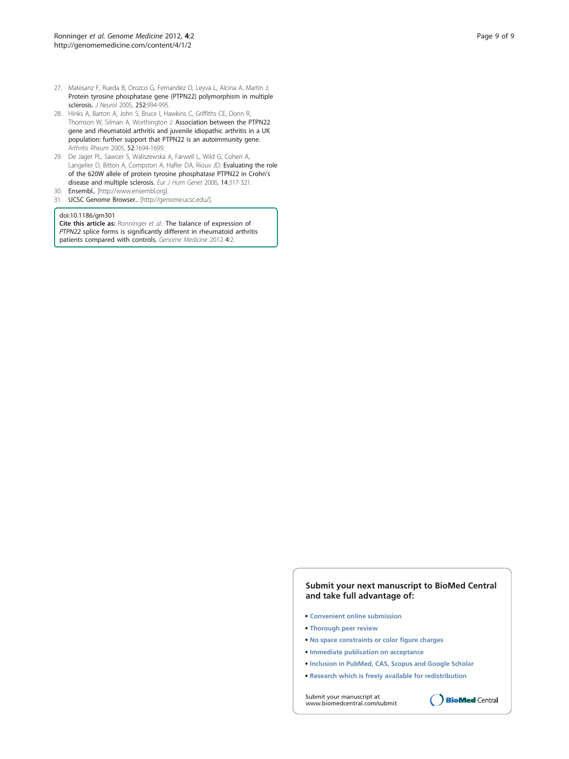27. Matesanz F, Rueda B, Orozco G, Fernandez O, Leyva L, Alcina A, Martin J: **Protein tyrosine phosphatase gene (PTPN22) polymorphism in multiple sclerosis.** *J Neurol* 2005, **252**:994-995.
28. Hinks A, Barton A, John S, Bruce I, Hawkins C, Griffiths CE, Donn R, Thomson W, Silman A, Worthington J: **Association between the PTPN22 gene and rheumatoid arthritis and juvenile idiopathic arthritis in a UK population: further support that PTPN22 is an autoimmunity gene.** *Arthritis Rheum* 2005, **52**:1694-1699.
29. De Jager PL, Sawcer S, Waliszewska A, Farwell L, Wild G, Cohen A, Langelier D, Bitton A, Compston A, Hafler DA, Rioux JD: **Evaluating the role of the 620W allele of protein tyrosine phosphatase PTPN22 in Crohn's disease and multiple sclerosis.** *Eur J Hum Genet* 2006, **14**:317-321.
30. **Ensembl.** [http://www.ensembl.org].
31. **UCSC Genome Browser.** [http://genome.ucsc.edu/].

doi:10.1186/gm301

**Cite this article as:** Ronninger *et al.*: The balance of expression of *PTPN22* splice forms is significantly different in rheumatoid arthritis patients compared with controls. *Genome Medicine* 2012 **4**:2.

**Submit your next manuscript to BioMed Central and take full advantage of:**

- **Convenient online submission**
- **Thorough peer review**
- **No space constraints or color figure charges**
- **Immediate publication on acceptance**
- **Inclusion in PubMed, CAS, Scopus and Google Scholar**
- **Research which is freely available for redistribution**

Submit your manuscript at www.biomedcentral.com/submit

BioMed Central